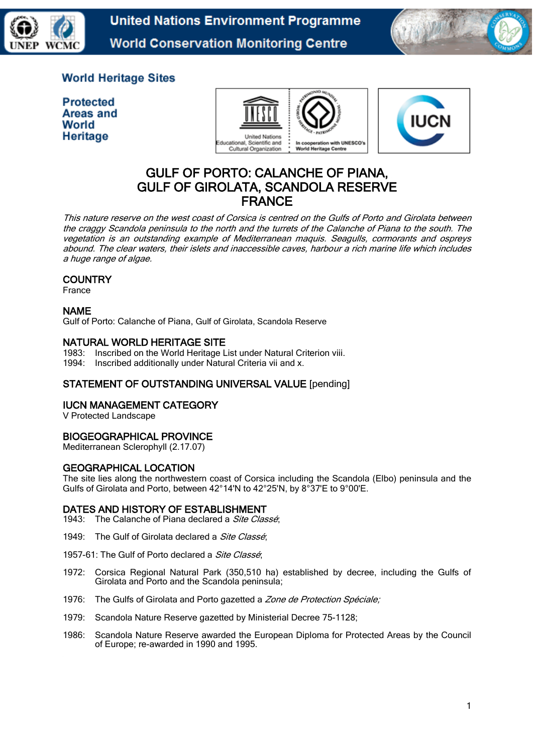# World Heritage Sites

## Protected Areas and World Heritage

# GULF OF PORTO: CALANCHE OF PIANA, GULF OF GIROLATA, SCANDOLA RESERVE FRANCE

*This nature reserve on the west coast of Corsica is centred on the Gulfs of Porto and Girolata between the craggy Scandola peninsula to the north and the turrets of the Calanche of Piana to the south. The vegetation is an outstanding example of Mediterranean maquis. Seagulls, cormorants and ospreys abound. The clear waters, their islets and inaccessible caves, harbour a rich marine life which includes a huge range of algae.*

## COUNTRY

France

## NAME

Gulf of Porto: Calanche of Piana, Gulf of Girolata, Scandola Reserve

## NATURAL WORLD HERITAGE SITE

1983: Inscribed on the World Heritage List under Natural Criterion viii.
1994: Inscribed additionally under Natural Criteria vii and x.

## STATEMENT OF OUTSTANDING UNIVERSAL VALUE [pending]

## IUCN MANAGEMENT CATEGORY

V Protected Landscape

## BIOGEOGRAPHICAL PROVINCE

Mediterranean Sclerophyll (2.17.07)

## GEOGRAPHICAL LOCATION

The site lies along the northwestern coast of Corsica including the Scandola (Elbo) peninsula and the Gulfs of Girolata and Porto, between 42°14'N to 42°25'N, by 8°37'E to 9°00'E.

## DATES AND HISTORY OF ESTABLISHMENT

1943: The Calanche of Piana declared a *Site Classé*;

1949: The Gulf of Girolata declared a *Site Classé*;

1957-61: The Gulf of Porto declared a *Site Classé*;

1972: Corsica Regional Natural Park (350,510 ha) established by decree, including the Gulfs of Girolata and Porto and the Scandola peninsula;

1976: The Gulfs of Girolata and Porto gazetted a *Zone de Protection Spéciale;*

1979: Scandola Nature Reserve gazetted by Ministerial Decree 75-1128;

1986: Scandola Nature Reserve awarded the European Diploma for Protected Areas by the Council of Europe; re-awarded in 1990 and 1995.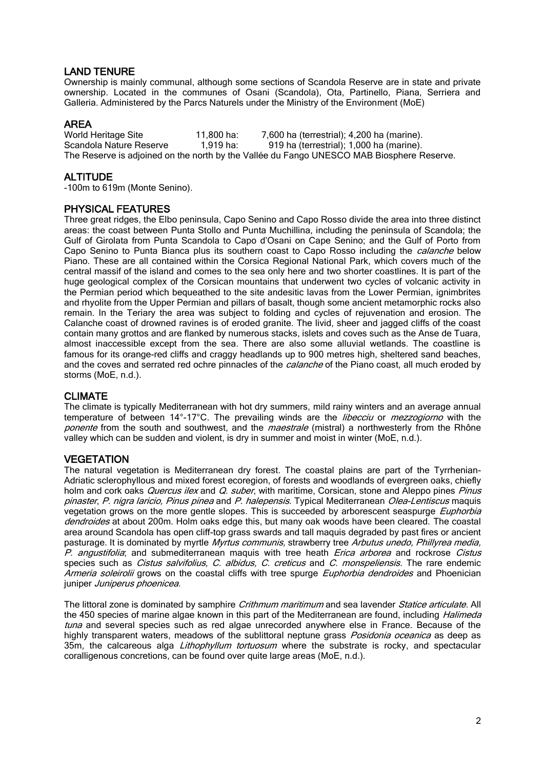## LAND TENURE

Ownership is mainly communal, although some sections of Scandola Reserve are in state and private ownership. Located in the communes of Osani (Scandola), Ota, Partinello, Piana, Serriera and Galleria. Administered by the Parcs Naturels under the Ministry of the Environment (MoE)

## AREA

| | | |
|---|---|---|
| World Heritage Site | 11,800 ha: | 7,600 ha (terrestrial); 4,200 ha (marine). |
| Scandola Nature Reserve | 1,919 ha: | 919 ha (terrestrial); 1,000 ha (marine). |

The Reserve is adjoined on the north by the Vallée du Fango UNESCO MAB Biosphere Reserve.

## ALTITUDE

-100m to 619m (Monte Senino).

## PHYSICAL FEATURES

Three great ridges, the Elbo peninsula, Capo Senino and Capo Rosso divide the area into three distinct areas: the coast between Punta Stollo and Punta Muchillina, including the peninsula of Scandola; the Gulf of Girolata from Punta Scandola to Capo d'Osani on Cape Senino; and the Gulf of Porto from Capo Senino to Punta Bianca plus its southern coast to Capo Rosso including the *calanche* below Piano. These are all contained within the Corsica Regional National Park, which covers much of the central massif of the island and comes to the sea only here and two shorter coastlines. It is part of the huge geological complex of the Corsican mountains that underwent two cycles of volcanic activity in the Permian period which bequeathed to the site andesitic lavas from the Lower Permian, ignimbrites and rhyolite from the Upper Permian and pillars of basalt, though some ancient metamorphic rocks also remain. In the Teriary the area was subject to folding and cycles of rejuvenation and erosion. The Calanche coast of drowned ravines is of eroded granite. The livid, sheer and jagged cliffs of the coast contain many grottos and are flanked by numerous stacks, islets and coves such as the Anse de Tuara, almost inaccessible except from the sea. There are also some alluvial wetlands. The coastline is famous for its orange-red cliffs and craggy headlands up to 900 metres high, sheltered sand beaches, and the coves and serrated red ochre pinnacles of the *calanche* of the Piano coast, all much eroded by storms (MoE, n.d.).

## CLIMATE

The climate is typically Mediterranean with hot dry summers, mild rainy winters and an average annual temperature of between 14°-17°C. The prevailing winds are the *libecciu* or *mezzogiorno* with the *ponente* from the south and southwest, and the *maestrale* (mistral) a northwesterly from the Rhône valley which can be sudden and violent, is dry in summer and moist in winter (MoE, n.d.).

## VEGETATION

The natural vegetation is Mediterranean dry forest. The coastal plains are part of the Tyrrhenian-Adriatic sclerophyllous and mixed forest ecoregion, of forests and woodlands of evergreen oaks, chiefly holm and cork oaks *Quercus ilex* and *Q. suber*, with maritime, Corsican, stone and Aleppo pines *Pinus pinaster*, *P. nigra laricio*, *Pinus pinea* and *P. halepensis*. Typical Mediterranean *Olea-Lentiscus* maquis vegetation grows on the more gentle slopes. This is succeeded by arborescent seaspurge *Euphorbia dendroides* at about 200m. Holm oaks edge this, but many oak woods have been cleared. The coastal area around Scandola has open cliff-top grass swards and tall maquis degraded by past fires or ancient pasturage. It is dominated by myrtle *Myrtus communis,* strawberry tree *Arbutus unedo, Phillyrea media, P. angustifolia*; and submediterranean maquis with tree heath *Erica arborea* and rockrose *Cistus* species such as *Cistus salvifolius, C. albidus, C. creticus* and *C. monspeliensis.* The rare endemic *Armeria soleirolii* grows on the coastal cliffs with tree spurge *Euphorbia dendroides* and Phoenician juniper *Juniperus phoenicea*.

The littoral zone is dominated by samphire *Crithmum maritimum* and sea lavender *Statice articulate.* All the 450 species of marine algae known in this part of the Mediterranean are found, including *Halimeda tuna* and several species such as red algae unrecorded anywhere else in France. Because of the highly transparent waters, meadows of the sublittoral neptune grass *Posidonia oceanica* as deep as 35m, the calcareous alga *Lithophyllum tortuosum* where the substrate is rocky, and spectacular coralligenous concretions, can be found over quite large areas (MoE, n.d.).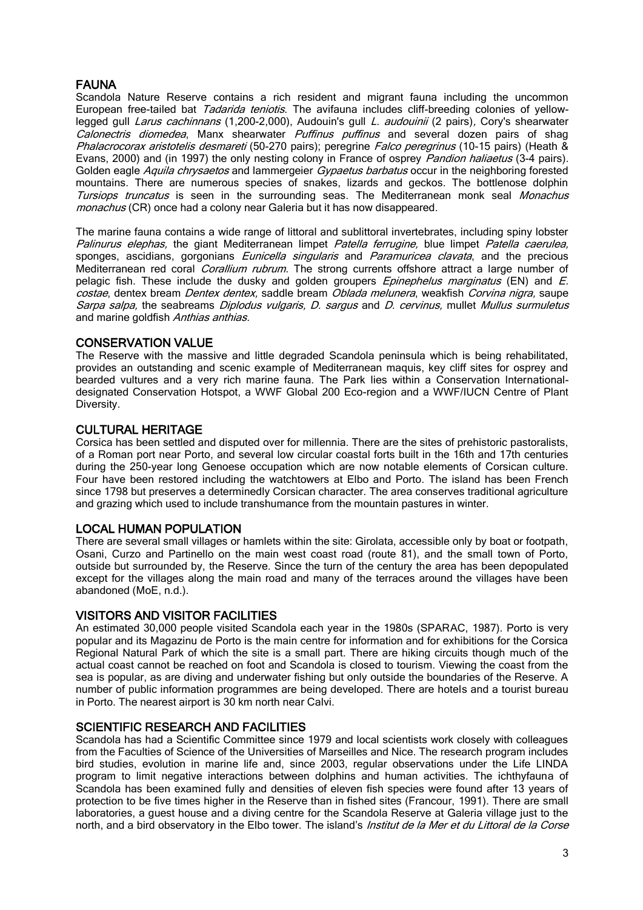## FAUNA

Scandola Nature Reserve contains a rich resident and migrant fauna including the uncommon European free-tailed bat *Tadarida teniotis*. The avifauna includes cliff-breeding colonies of yellow-legged gull *Larus cachinnans* (1,200-2,000), Audouin's gull *L. audouinii* (2 pairs), Cory's shearwater *Calonectris diomedea*, Manx shearwater *Puffinus puffinus* and several dozen pairs of shag *Phalacrocorax aristotelis desmareti* (50-270 pairs); peregrine *Falco peregrinus* (10-15 pairs) (Heath & Evans, 2000) and (in 1997) the only nesting colony in France of osprey *Pandion haliaetus* (3-4 pairs). Golden eagle *Aquila chrysaetos* and lammergeier *Gypaetus barbatus* occur in the neighboring forested mountains. There are numerous species of snakes, lizards and geckos. The bottlenose dolphin *Tursiops truncatus* is seen in the surrounding seas. The Mediterranean monk seal *Monachus monachus* (CR) once had a colony near Galeria but it has now disappeared.

The marine fauna contains a wide range of littoral and sublittoral invertebrates, including spiny lobster *Palinurus elephas,* the giant Mediterranean limpet *Patella ferrugine,* blue limpet *Patella caerulea,* sponges, ascidians, gorgonians *Eunicella singularis* and *Paramuricea clavata*, and the precious Mediterranean red coral *Corallium rubrum*. The strong currents offshore attract a large number of pelagic fish. These include the dusky and golden groupers *Epinephelus marginatus* (EN) and *E. costae*, dentex bream *Dentex dentex,* saddle bream *Oblada melunera*, weakfish *Corvina nigra,* saupe *Sarpa salpa,* the seabreams *Diplodus vulgaris, D. sargus* and *D. cervinus,* mullet *Mullus surmuletus* and marine goldfish *Anthias anthias.*

## CONSERVATION VALUE

The Reserve with the massive and little degraded Scandola peninsula which is being rehabilitated, provides an outstanding and scenic example of Mediterranean maquis, key cliff sites for osprey and bearded vultures and a very rich marine fauna. The Park lies within a Conservation International-designated Conservation Hotspot, a WWF Global 200 Eco-region and a WWF/IUCN Centre of Plant Diversity.

## CULTURAL HERITAGE

Corsica has been settled and disputed over for millennia. There are the sites of prehistoric pastoralists, of a Roman port near Porto, and several low circular coastal forts built in the 16th and 17th centuries during the 250-year long Genoese occupation which are now notable elements of Corsican culture. Four have been restored including the watchtowers at Elbo and Porto. The island has been French since 1798 but preserves a determinedly Corsican character. The area conserves traditional agriculture and grazing which used to include transhumance from the mountain pastures in winter.

## LOCAL HUMAN POPULATION

There are several small villages or hamlets within the site: Girolata, accessible only by boat or footpath, Osani, Curzo and Partinello on the main west coast road (route 81), and the small town of Porto, outside but surrounded by, the Reserve. Since the turn of the century the area has been depopulated except for the villages along the main road and many of the terraces around the villages have been abandoned (MoE, n.d.).

## VISITORS AND VISITOR FACILITIES

An estimated 30,000 people visited Scandola each year in the 1980s (SPARAC, 1987). Porto is very popular and its Magazinu de Porto is the main centre for information and for exhibitions for the Corsica Regional Natural Park of which the site is a small part. There are hiking circuits though much of the actual coast cannot be reached on foot and Scandola is closed to tourism. Viewing the coast from the sea is popular, as are diving and underwater fishing but only outside the boundaries of the Reserve. A number of public information programmes are being developed. There are hotels and a tourist bureau in Porto. The nearest airport is 30 km north near Calvi.

## SCIENTIFIC RESEARCH AND FACILITIES

Scandola has had a Scientific Committee since 1979 and local scientists work closely with colleagues from the Faculties of Science of the Universities of Marseilles and Nice. The research program includes bird studies, evolution in marine life and, since 2003, regular observations under the Life LINDA program to limit negative interactions between dolphins and human activities. The ichthyfauna of Scandola has been examined fully and densities of eleven fish species were found after 13 years of protection to be five times higher in the Reserve than in fished sites (Francour, 1991). There are small laboratories, a guest house and a diving centre for the Scandola Reserve at Galeria village just to the north, and a bird observatory in the Elbo tower. The island's *Institut de la Mer et du Littoral de la Corse*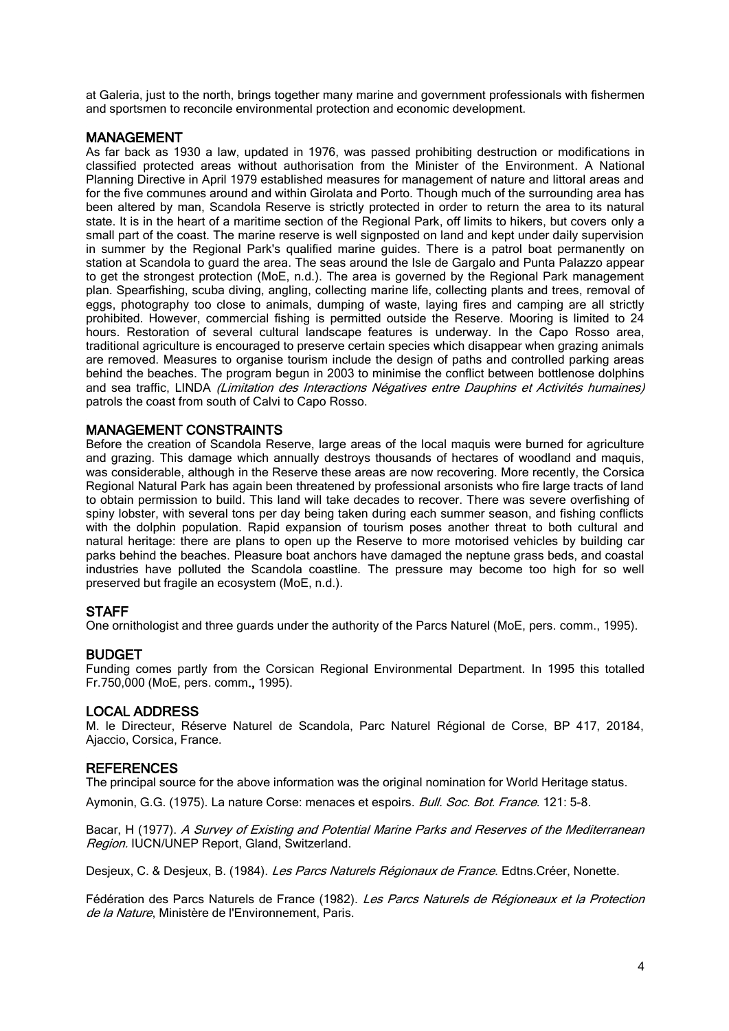at Galeria, just to the north, brings together many marine and government professionals with fishermen and sportsmen to reconcile environmental protection and economic development.

## MANAGEMENT

As far back as 1930 a law, updated in 1976, was passed prohibiting destruction or modifications in classified protected areas without authorisation from the Minister of the Environment. A National Planning Directive in April 1979 established measures for management of nature and littoral areas and for the five communes around and within Girolata and Porto. Though much of the surrounding area has been altered by man, Scandola Reserve is strictly protected in order to return the area to its natural state. It is in the heart of a maritime section of the Regional Park, off limits to hikers, but covers only a small part of the coast. The marine reserve is well signposted on land and kept under daily supervision in summer by the Regional Park's qualified marine guides. There is a patrol boat permanently on station at Scandola to guard the area. The seas around the Isle de Gargalo and Punta Palazzo appear to get the strongest protection (MoE, n.d.). The area is governed by the Regional Park management plan. Spearfishing, scuba diving, angling, collecting marine life, collecting plants and trees, removal of eggs, photography too close to animals, dumping of waste, laying fires and camping are all strictly prohibited. However, commercial fishing is permitted outside the Reserve. Mooring is limited to 24 hours. Restoration of several cultural landscape features is underway. In the Capo Rosso area, traditional agriculture is encouraged to preserve certain species which disappear when grazing animals are removed. Measures to organise tourism include the design of paths and controlled parking areas behind the beaches. The program begun in 2003 to minimise the conflict between bottlenose dolphins and sea traffic, LINDA *(Limitation des Interactions Négatives entre Dauphins et Activités humaines)* patrols the coast from south of Calvi to Capo Rosso.

## MANAGEMENT CONSTRAINTS

Before the creation of Scandola Reserve, large areas of the local maquis were burned for agriculture and grazing. This damage which annually destroys thousands of hectares of woodland and maquis, was considerable, although in the Reserve these areas are now recovering. More recently, the Corsica Regional Natural Park has again been threatened by professional arsonists who fire large tracts of land to obtain permission to build. This land will take decades to recover. There was severe overfishing of spiny lobster, with several tons per day being taken during each summer season, and fishing conflicts with the dolphin population. Rapid expansion of tourism poses another threat to both cultural and natural heritage: there are plans to open up the Reserve to more motorised vehicles by building car parks behind the beaches. Pleasure boat anchors have damaged the neptune grass beds, and coastal industries have polluted the Scandola coastline. The pressure may become too high for so well preserved but fragile an ecosystem (MoE, n.d.).

## STAFF

One ornithologist and three guards under the authority of the Parcs Naturel (MoE, pers. comm., 1995).

## BUDGET

Funding comes partly from the Corsican Regional Environmental Department. In 1995 this totalled Fr.750,000 (MoE, pers. comm., 1995).

## LOCAL ADDRESS

M. le Directeur, Réserve Naturel de Scandola, Parc Naturel Régional de Corse, BP 417, 20184, Ajaccio, Corsica, France.

## REFERENCES

The principal source for the above information was the original nomination for World Heritage status.

Aymonin, G.G. (1975). La nature Corse: menaces et espoirs. *Bull. Soc. Bot. France*. 121: 5-8.

Bacar, H (1977). *A Survey of Existing and Potential Marine Parks and Reserves of the Mediterranean Region.* IUCN/UNEP Report, Gland, Switzerland.

Desjeux, C. & Desjeux, B. (1984). *Les Parcs Naturels Régionaux de France*. Edtns.Créer, Nonette.

Fédération des Parcs Naturels de France (1982). *Les Parcs Naturels de Régioneaux et la Protection de la Nature*, Ministère de l'Environnement, Paris.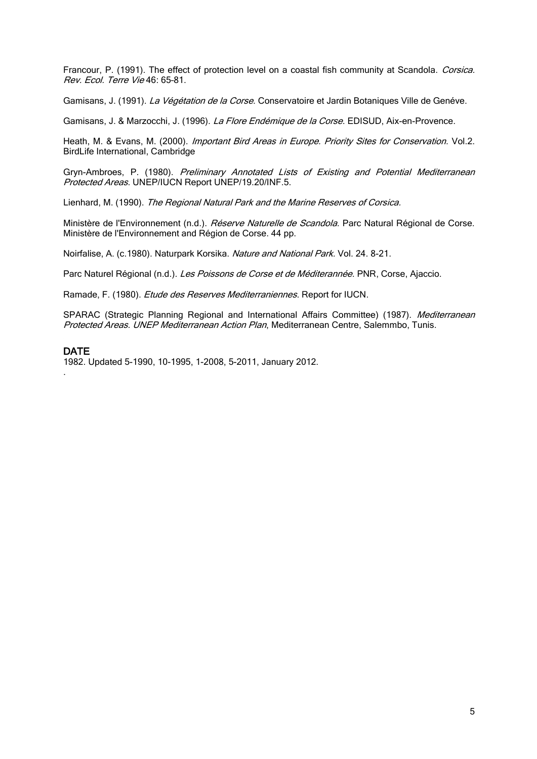Francour, P. (1991). The effect of protection level on a coastal fish community at Scandola. *Corsica. Rev. Ecol. Terre Vie* 46: 65-81.

Gamisans, J. (1991). *La Végétation de la Corse*. Conservatoire et Jardin Botaniques Ville de Genéve.

Gamisans, J. & Marzocchi, J. (1996). *La Flore Endémique de la Corse*. EDISUD, Aix-en-Provence.

Heath, M. & Evans, M. (2000). *Important Bird Areas in Europe. Priority Sites for Conservation*. Vol.2. BirdLife International, Cambridge

Gryn-Ambroes, P. (1980). *Preliminary Annotated Lists of Existing and Potential Mediterranean Protected Areas*. UNEP/IUCN Report UNEP/19.20/INF.5.

Lienhard, M. (1990). *The Regional Natural Park and the Marine Reserves of Corsica.*

Ministère de l'Environnement (n.d.). *Réserve Naturelle de Scandola*. Parc Natural Régional de Corse. Ministère de l'Environnement and Région de Corse. 44 pp.

Noirfalise, A. (c.1980). Naturpark Korsika. *Nature and National Park.* Vol. 24. 8-21.

Parc Naturel Régional (n.d.). *Les Poissons de Corse et de Méditerannée*. PNR, Corse, Ajaccio.

Ramade, F. (1980). *Etude des Reserves Mediterraniennes*. Report for IUCN.

SPARAC (Strategic Planning Regional and International Affairs Committee) (1987). *Mediterranean Protected Areas. UNEP Mediterranean Action Plan*, Mediterranean Centre, Salemmbo, Tunis.

## DATE

1982. Updated 5-1990, 10-1995, 1-2008, 5-2011, January 2012.

.